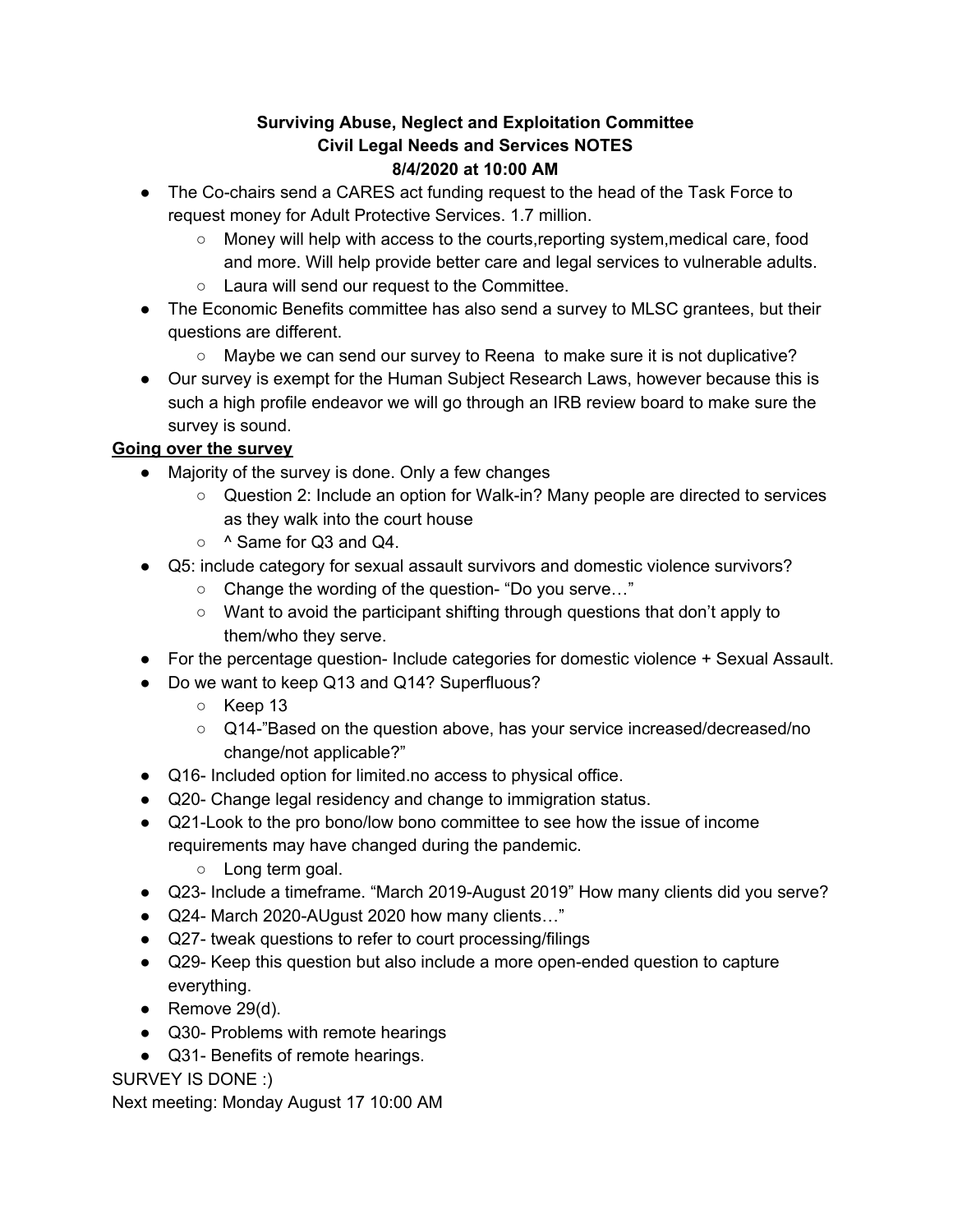**Surviving Abuse, Neglect and Exploitation Committee**
**Civil Legal Needs and Services NOTES**
**8/4/2020 at 10:00 AM**

- The Co-chairs send a CARES act funding request to the head of the Task Force to request money for Adult Protective Services. 1.7 million.
  - Money will help with access to the courts,reporting system,medical care, food and more. Will help provide better care and legal services to vulnerable adults.
  - Laura will send our request to the Committee.
- The Economic Benefits committee has also send a survey to MLSC grantees, but their questions are different.
  - Maybe we can send our survey to Reena to make sure it is not duplicative?
- Our survey is exempt for the Human Subject Research Laws, however because this is such a high profile endeavor we will go through an IRB review board to make sure the survey is sound.

**<u>Going over the survey</u>**

- Majority of the survey is done. Only a few changes
  - Question 2: Include an option for Walk-in? Many people are directed to services as they walk into the court house
  - ^ Same for Q3 and Q4.
- Q5: include category for sexual assault survivors and domestic violence survivors?
  - Change the wording of the question- "Do you serve…"
  - Want to avoid the participant shifting through questions that don't apply to them/who they serve.
- For the percentage question- Include categories for domestic violence + Sexual Assault.
- Do we want to keep Q13 and Q14? Superfluous?
  - Keep 13
  - Q14-"Based on the question above, has your service increased/decreased/no change/not applicable?"
- Q16- Included option for limited.no access to physical office.
- Q20- Change legal residency and change to immigration status.
- Q21-Look to the pro bono/low bono committee to see how the issue of income requirements may have changed during the pandemic.
  - Long term goal.
- Q23- Include a timeframe. "March 2019-August 2019" How many clients did you serve?
- Q24- March 2020-AUgust 2020 how many clients…"
- Q27- tweak questions to refer to court processing/filings
- Q29- Keep this question but also include a more open-ended question to capture everything.
- Remove 29(d).
- Q30- Problems with remote hearings
- Q31- Benefits of remote hearings.

SURVEY IS DONE :)

Next meeting: Monday August 17 10:00 AM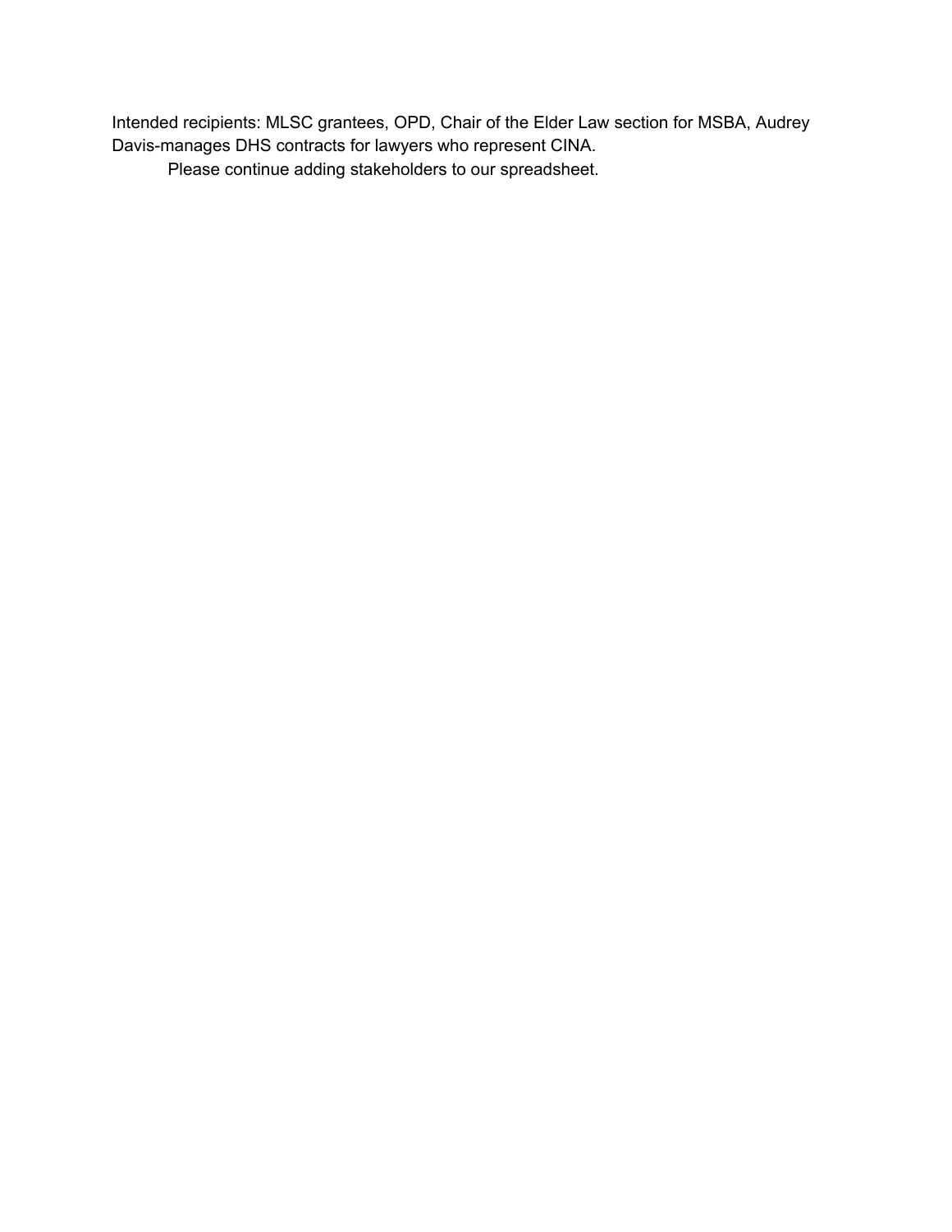Intended recipients: MLSC grantees, OPD, Chair of the Elder Law section for MSBA, Audrey Davis-manages DHS contracts for lawyers who represent CINA.

Please continue adding stakeholders to our spreadsheet.